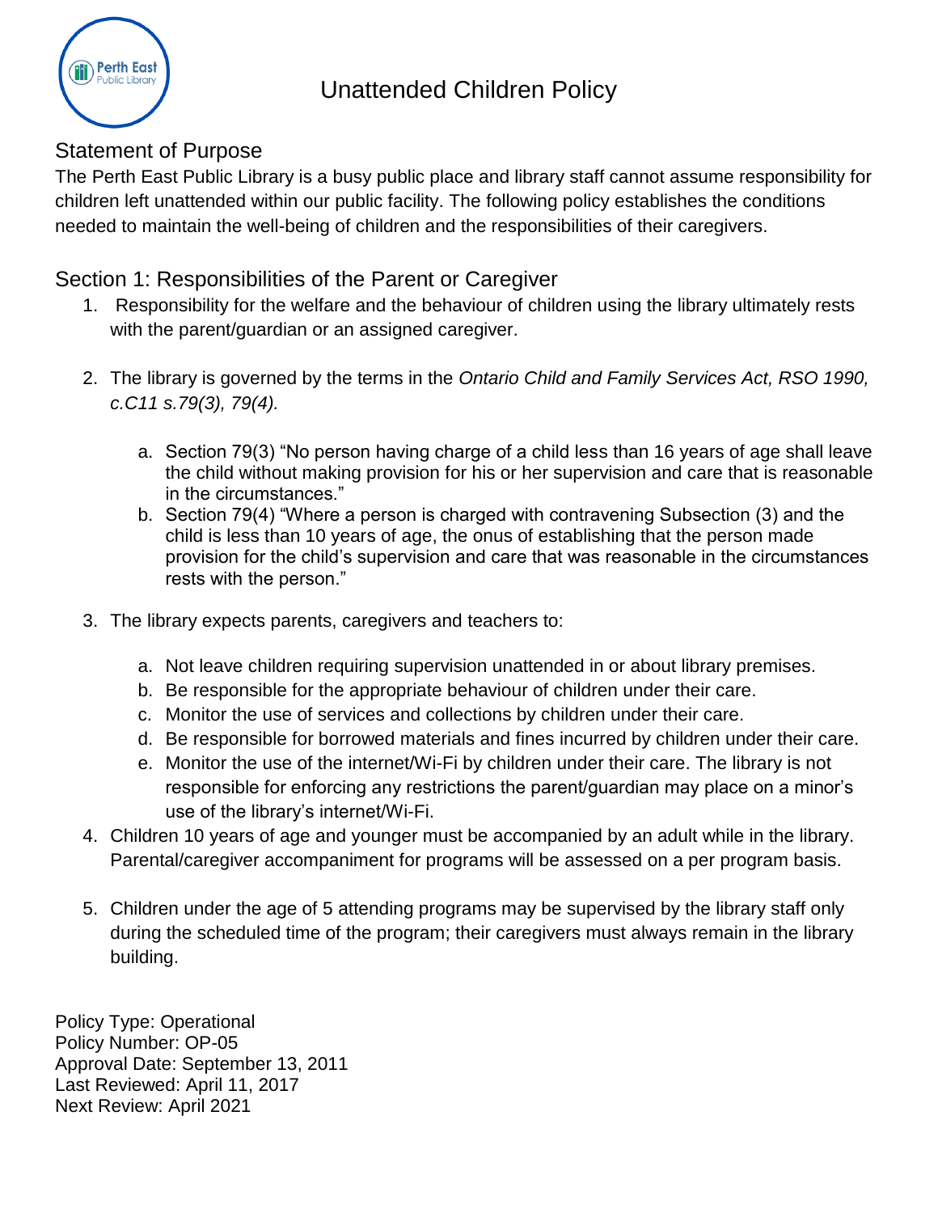# Unattended Children Policy

## Statement of Purpose

The Perth East Public Library is a busy public place and library staff cannot assume responsibility for children left unattended within our public facility. The following policy establishes the conditions needed to maintain the well-being of children and the responsibilities of their caregivers.

## Section 1: Responsibilities of the Parent or Caregiver

1. Responsibility for the welfare and the behaviour of children using the library ultimately rests with the parent/guardian or an assigned caregiver.
2. The library is governed by the terms in the *Ontario Child and Family Services Act, RSO 1990, c.C11 s.79(3), 79(4).*
   a. Section 79(3) "No person having charge of a child less than 16 years of age shall leave the child without making provision for his or her supervision and care that is reasonable in the circumstances."
   b. Section 79(4) "Where a person is charged with contravening Subsection (3) and the child is less than 10 years of age, the onus of establishing that the person made provision for the child's supervision and care that was reasonable in the circumstances rests with the person."
3. The library expects parents, caregivers and teachers to:
   a. Not leave children requiring supervision unattended in or about library premises.
   b. Be responsible for the appropriate behaviour of children under their care.
   c. Monitor the use of services and collections by children under their care.
   d. Be responsible for borrowed materials and fines incurred by children under their care.
   e. Monitor the use of the internet/Wi-Fi by children under their care. The library is not responsible for enforcing any restrictions the parent/guardian may place on a minor's use of the library's internet/Wi-Fi.
4. Children 10 years of age and younger must be accompanied by an adult while in the library. Parental/caregiver accompaniment for programs will be assessed on a per program basis.
5. Children under the age of 5 attending programs may be supervised by the library staff only during the scheduled time of the program; their caregivers must always remain in the library building.

Policy Type: Operational
Policy Number: OP-05
Approval Date: September 13, 2011
Last Reviewed: April 11, 2017
Next Review: April 2021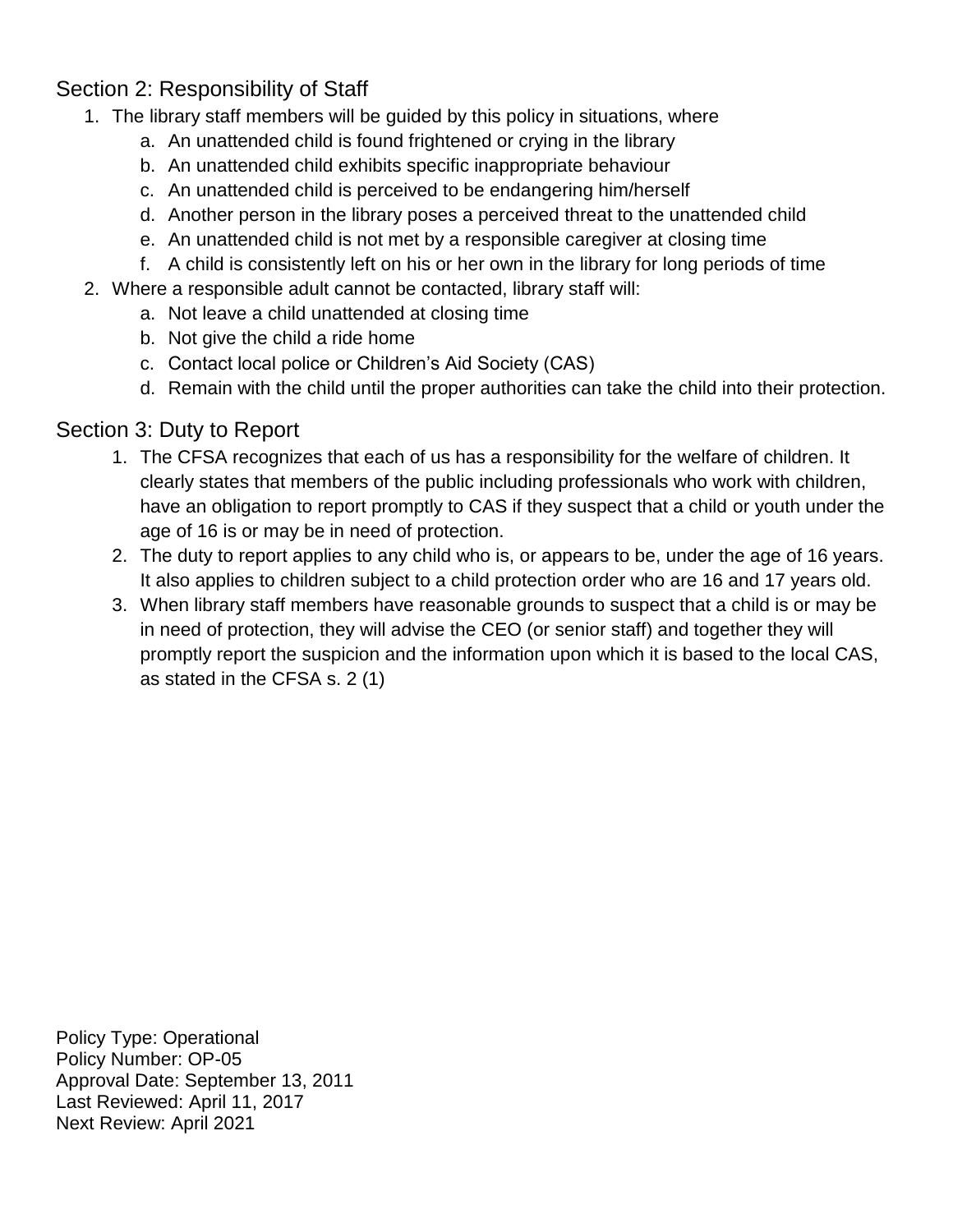## Section 2: Responsibility of Staff

1. The library staff members will be guided by this policy in situations, where
   a. An unattended child is found frightened or crying in the library
   b. An unattended child exhibits specific inappropriate behaviour
   c. An unattended child is perceived to be endangering him/herself
   d. Another person in the library poses a perceived threat to the unattended child
   e. An unattended child is not met by a responsible caregiver at closing time
   f. A child is consistently left on his or her own in the library for long periods of time
2. Where a responsible adult cannot be contacted, library staff will:
   a. Not leave a child unattended at closing time
   b. Not give the child a ride home
   c. Contact local police or Children's Aid Society (CAS)
   d. Remain with the child until the proper authorities can take the child into their protection.

## Section 3: Duty to Report

1. The CFSA recognizes that each of us has a responsibility for the welfare of children. It clearly states that members of the public including professionals who work with children, have an obligation to report promptly to CAS if they suspect that a child or youth under the age of 16 is or may be in need of protection.
2. The duty to report applies to any child who is, or appears to be, under the age of 16 years. It also applies to children subject to a child protection order who are 16 and 17 years old.
3. When library staff members have reasonable grounds to suspect that a child is or may be in need of protection, they will advise the CEO (or senior staff) and together they will promptly report the suspicion and the information upon which it is based to the local CAS, as stated in the CFSA s. 2 (1)

Policy Type: Operational
Policy Number: OP-05
Approval Date: September 13, 2011
Last Reviewed: April 11, 2017
Next Review: April 2021